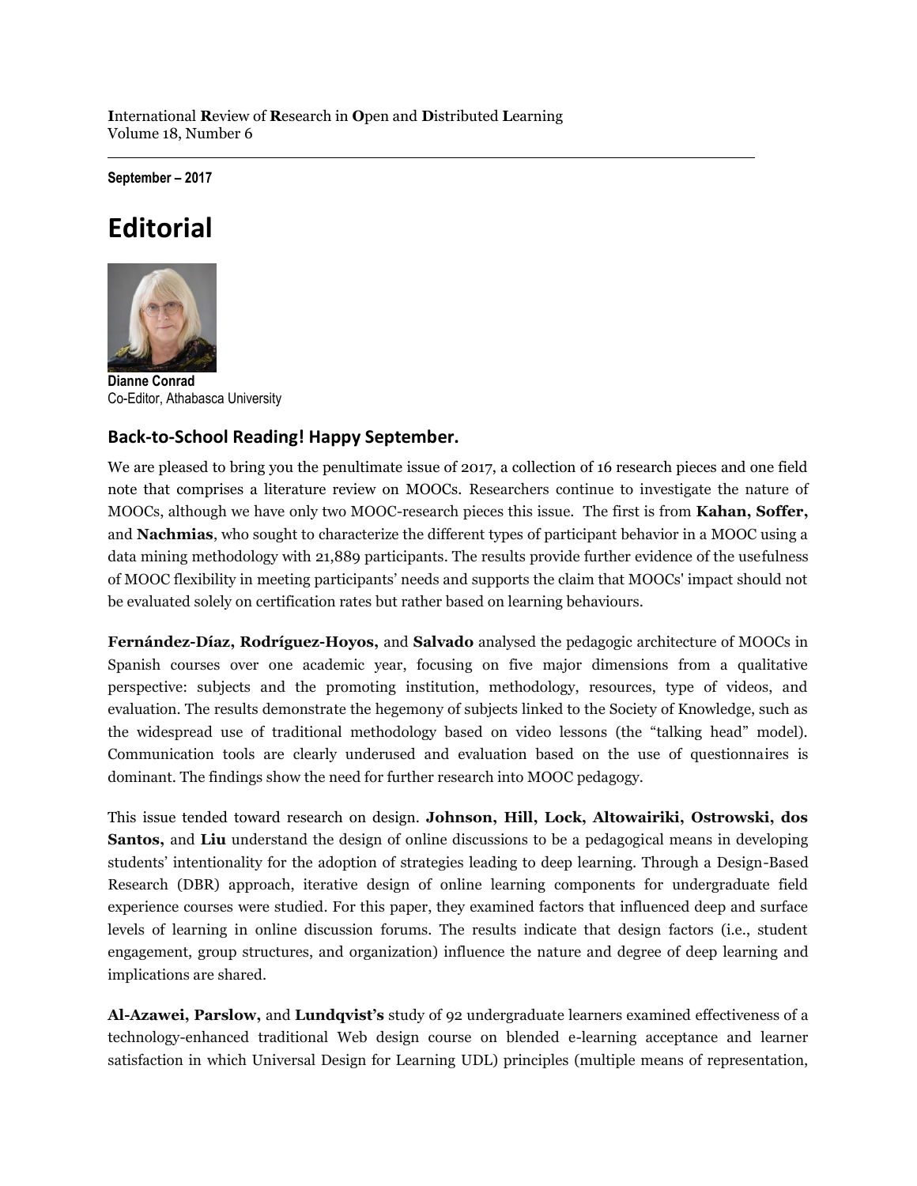**I**nternational **R**eview of **R**esearch in **O**pen and **D**istributed **L**earning
Volume 18, Number 6

**September – 2017**

# Editorial

**Dianne Conrad**
Co-Editor, Athabasca University

## Back-to-School Reading! Happy September.

We are pleased to bring you the penultimate issue of 2017, a collection of 16 research pieces and one field note that comprises a literature review on MOOCs. Researchers continue to investigate the nature of MOOCs, although we have only two MOOC-research pieces this issue. The first is from **Kahan, Soffer,** and **Nachmias**, who sought to characterize the different types of participant behavior in a MOOC using a data mining methodology with 21,889 participants. The results provide further evidence of the usefulness of MOOC flexibility in meeting participants' needs and supports the claim that MOOCs' impact should not be evaluated solely on certification rates but rather based on learning behaviours.

**Fernández-Díaz, Rodríguez-Hoyos,** and **Salvado** analysed the pedagogic architecture of MOOCs in Spanish courses over one academic year, focusing on five major dimensions from a qualitative perspective: subjects and the promoting institution, methodology, resources, type of videos, and evaluation. The results demonstrate the hegemony of subjects linked to the Society of Knowledge, such as the widespread use of traditional methodology based on video lessons (the "talking head" model). Communication tools are clearly underused and evaluation based on the use of questionnaires is dominant. The findings show the need for further research into MOOC pedagogy.

This issue tended toward research on design. **Johnson, Hill, Lock, Altowairiki, Ostrowski, dos Santos,** and **Liu** understand the design of online discussions to be a pedagogical means in developing students' intentionality for the adoption of strategies leading to deep learning. Through a Design-Based Research (DBR) approach, iterative design of online learning components for undergraduate field experience courses were studied. For this paper, they examined factors that influenced deep and surface levels of learning in online discussion forums. The results indicate that design factors (i.e., student engagement, group structures, and organization) influence the nature and degree of deep learning and implications are shared.

**Al-Azawei, Parslow,** and **Lundqvist's** study of 92 undergraduate learners examined effectiveness of a technology-enhanced traditional Web design course on blended e-learning acceptance and learner satisfaction in which Universal Design for Learning UDL) principles (multiple means of representation,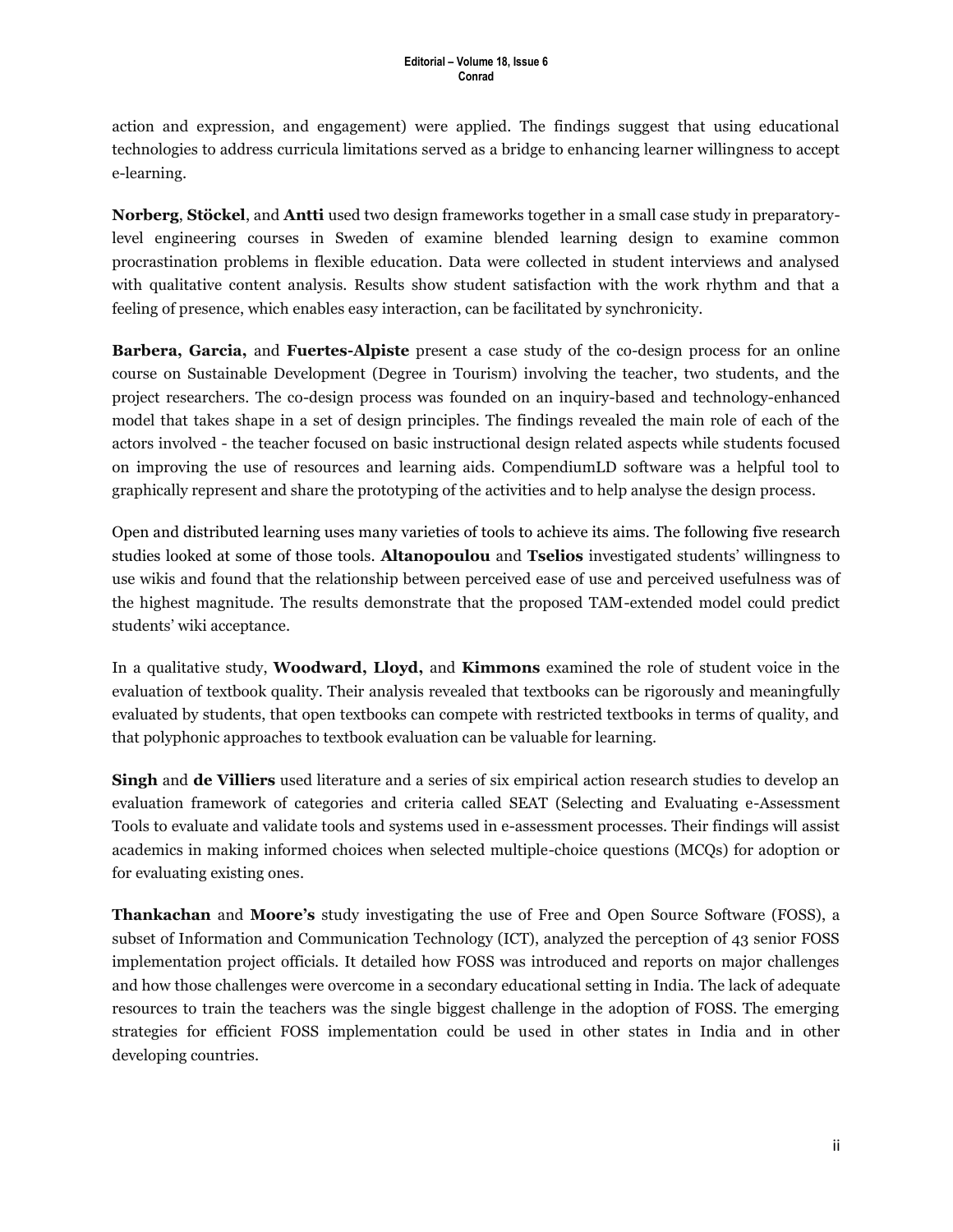action and expression, and engagement) were applied. The findings suggest that using educational technologies to address curricula limitations served as a bridge to enhancing learner willingness to accept e-learning.

**Norberg**, **Stöckel**, and **Antti** used two design frameworks together in a small case study in preparatory-level engineering courses in Sweden of examine blended learning design to examine common procrastination problems in flexible education. Data were collected in student interviews and analysed with qualitative content analysis. Results show student satisfaction with the work rhythm and that a feeling of presence, which enables easy interaction, can be facilitated by synchronicity.

**Barbera, Garcia,** and **Fuertes-Alpiste** present a case study of the co-design process for an online course on Sustainable Development (Degree in Tourism) involving the teacher, two students, and the project researchers. The co-design process was founded on an inquiry-based and technology-enhanced model that takes shape in a set of design principles. The findings revealed the main role of each of the actors involved - the teacher focused on basic instructional design related aspects while students focused on improving the use of resources and learning aids. CompendiumLD software was a helpful tool to graphically represent and share the prototyping of the activities and to help analyse the design process.

Open and distributed learning uses many varieties of tools to achieve its aims. The following five research studies looked at some of those tools. **Altanopoulou** and **Tselios** investigated students' willingness to use wikis and found that the relationship between perceived ease of use and perceived usefulness was of the highest magnitude. The results demonstrate that the proposed TAM-extended model could predict students' wiki acceptance.

In a qualitative study, **Woodward, Lloyd,** and **Kimmons** examined the role of student voice in the evaluation of textbook quality. Their analysis revealed that textbooks can be rigorously and meaningfully evaluated by students, that open textbooks can compete with restricted textbooks in terms of quality, and that polyphonic approaches to textbook evaluation can be valuable for learning.

**Singh** and **de Villiers** used literature and a series of six empirical action research studies to develop an evaluation framework of categories and criteria called SEAT (Selecting and Evaluating e-Assessment Tools to evaluate and validate tools and systems used in e-assessment processes. Their findings will assist academics in making informed choices when selected multiple-choice questions (MCQs) for adoption or for evaluating existing ones.

**Thankachan** and **Moore's** study investigating the use of Free and Open Source Software (FOSS), a subset of Information and Communication Technology (ICT), analyzed the perception of 43 senior FOSS implementation project officials. It detailed how FOSS was introduced and reports on major challenges and how those challenges were overcome in a secondary educational setting in India. The lack of adequate resources to train the teachers was the single biggest challenge in the adoption of FOSS. The emerging strategies for efficient FOSS implementation could be used in other states in India and in other developing countries.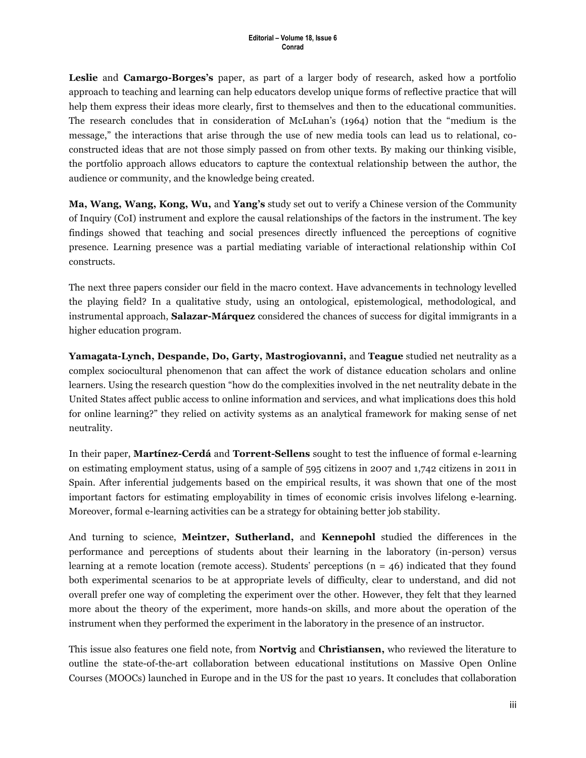**Leslie** and **Camargo-Borges's** paper, as part of a larger body of research, asked how a portfolio approach to teaching and learning can help educators develop unique forms of reflective practice that will help them express their ideas more clearly, first to themselves and then to the educational communities. The research concludes that in consideration of McLuhan's (1964) notion that the "medium is the message," the interactions that arise through the use of new media tools can lead us to relational, co-constructed ideas that are not those simply passed on from other texts. By making our thinking visible, the portfolio approach allows educators to capture the contextual relationship between the author, the audience or community, and the knowledge being created.

**Ma, Wang, Wang, Kong, Wu,** and **Yang's** study set out to verify a Chinese version of the Community of Inquiry (CoI) instrument and explore the causal relationships of the factors in the instrument. The key findings showed that teaching and social presences directly influenced the perceptions of cognitive presence. Learning presence was a partial mediating variable of interactional relationship within CoI constructs.

The next three papers consider our field in the macro context. Have advancements in technology levelled the playing field? In a qualitative study, using an ontological, epistemological, methodological, and instrumental approach, **Salazar-Márquez** considered the chances of success for digital immigrants in a higher education program.

**Yamagata-Lynch, Despande, Do, Garty, Mastrogiovanni,** and **Teague** studied net neutrality as a complex sociocultural phenomenon that can affect the work of distance education scholars and online learners. Using the research question "how do the complexities involved in the net neutrality debate in the United States affect public access to online information and services, and what implications does this hold for online learning?" they relied on activity systems as an analytical framework for making sense of net neutrality.

In their paper, **Martínez-Cerdá** and **Torrent-Sellens** sought to test the influence of formal e-learning on estimating employment status, using of a sample of 595 citizens in 2007 and 1,742 citizens in 2011 in Spain. After inferential judgements based on the empirical results, it was shown that one of the most important factors for estimating employability in times of economic crisis involves lifelong e-learning. Moreover, formal e-learning activities can be a strategy for obtaining better job stability.

And turning to science, **Meintzer, Sutherland,** and **Kennepohl** studied the differences in the performance and perceptions of students about their learning in the laboratory (in-person) versus learning at a remote location (remote access). Students' perceptions (n = 46) indicated that they found both experimental scenarios to be at appropriate levels of difficulty, clear to understand, and did not overall prefer one way of completing the experiment over the other. However, they felt that they learned more about the theory of the experiment, more hands-on skills, and more about the operation of the instrument when they performed the experiment in the laboratory in the presence of an instructor.

This issue also features one field note, from **Nortvig** and **Christiansen,** who reviewed the literature to outline the state-of-the-art collaboration between educational institutions on Massive Open Online Courses (MOOCs) launched in Europe and in the US for the past 10 years. It concludes that collaboration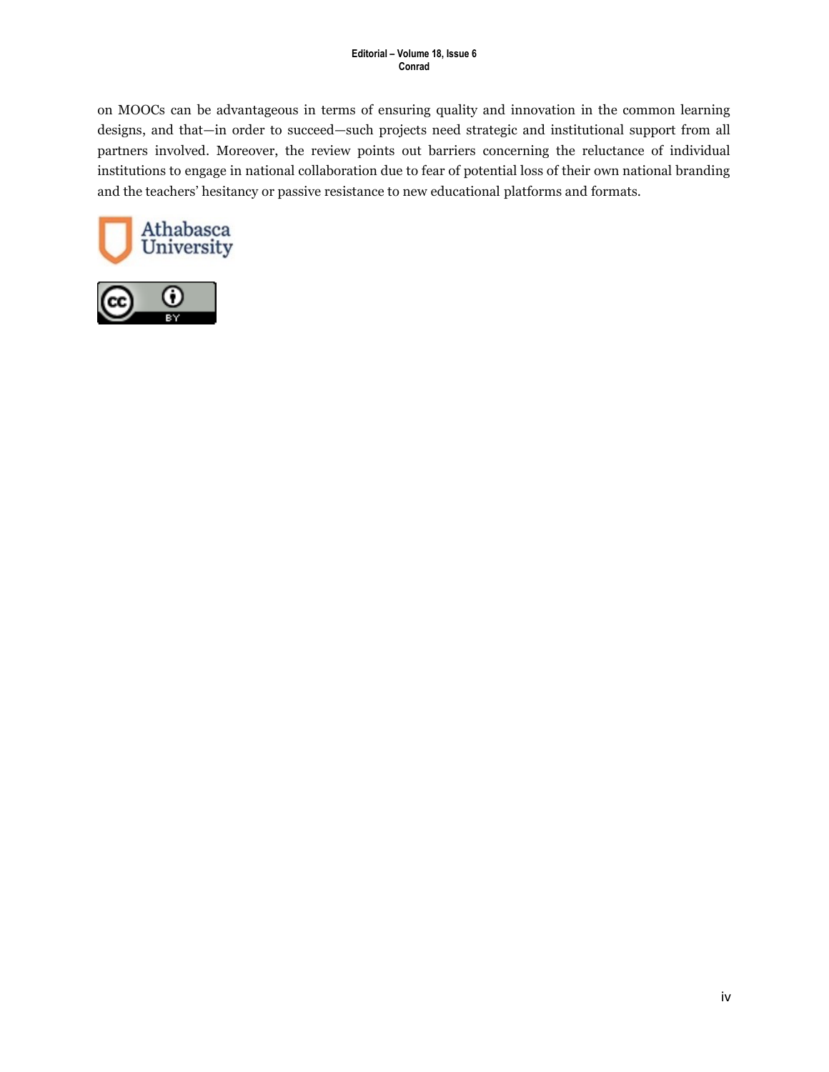on MOOCs can be advantageous in terms of ensuring quality and innovation in the common learning designs, and that—in order to succeed—such projects need strategic and institutional support from all partners involved. Moreover, the review points out barriers concerning the reluctance of individual institutions to engage in national collaboration due to fear of potential loss of their own national branding and the teachers' hesitancy or passive resistance to new educational platforms and formats.